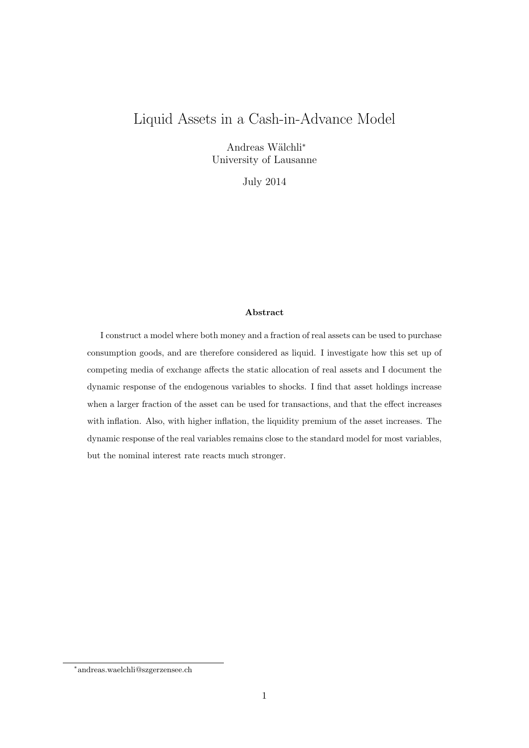# Liquid Assets in a Cash-in-Advance Model

Andreas Wälchli[*]
University of Lausanne

July 2014

**Abstract**

I construct a model where both money and a fraction of real assets can be used to purchase consumption goods, and are therefore considered as liquid. I investigate how this set up of competing media of exchange affects the static allocation of real assets and I document the dynamic response of the endogenous variables to shocks. I find that asset holdings increase when a larger fraction of the asset can be used for transactions, and that the effect increases with inflation. Also, with higher inflation, the liquidity premium of the asset increases. The dynamic response of the real variables remains close to the standard model for most variables, but the nominal interest rate reacts much stronger.

[*] andreas.waelchli@szgerzensee.ch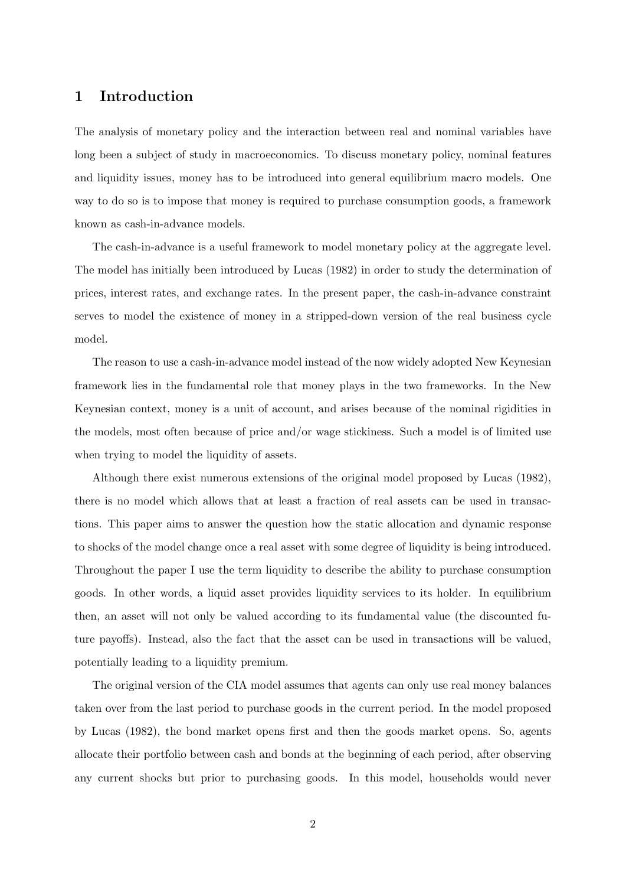# 1 Introduction

The analysis of monetary policy and the interaction between real and nominal variables have long been a subject of study in macroeconomics. To discuss monetary policy, nominal features and liquidity issues, money has to be introduced into general equilibrium macro models. One way to do so is to impose that money is required to purchase consumption goods, a framework known as cash-in-advance models.

The cash-in-advance is a useful framework to model monetary policy at the aggregate level. The model has initially been introduced by Lucas (1982) in order to study the determination of prices, interest rates, and exchange rates. In the present paper, the cash-in-advance constraint serves to model the existence of money in a stripped-down version of the real business cycle model.

The reason to use a cash-in-advance model instead of the now widely adopted New Keynesian framework lies in the fundamental role that money plays in the two frameworks. In the New Keynesian context, money is a unit of account, and arises because of the nominal rigidities in the models, most often because of price and/or wage stickiness. Such a model is of limited use when trying to model the liquidity of assets.

Although there exist numerous extensions of the original model proposed by Lucas (1982), there is no model which allows that at least a fraction of real assets can be used in transactions. This paper aims to answer the question how the static allocation and dynamic response to shocks of the model change once a real asset with some degree of liquidity is being introduced. Throughout the paper I use the term liquidity to describe the ability to purchase consumption goods. In other words, a liquid asset provides liquidity services to its holder. In equilibrium then, an asset will not only be valued according to its fundamental value (the discounted future payoffs). Instead, also the fact that the asset can be used in transactions will be valued, potentially leading to a liquidity premium.

The original version of the CIA model assumes that agents can only use real money balances taken over from the last period to purchase goods in the current period. In the model proposed by Lucas (1982), the bond market opens first and then the goods market opens. So, agents allocate their portfolio between cash and bonds at the beginning of each period, after observing any current shocks but prior to purchasing goods. In this model, households would never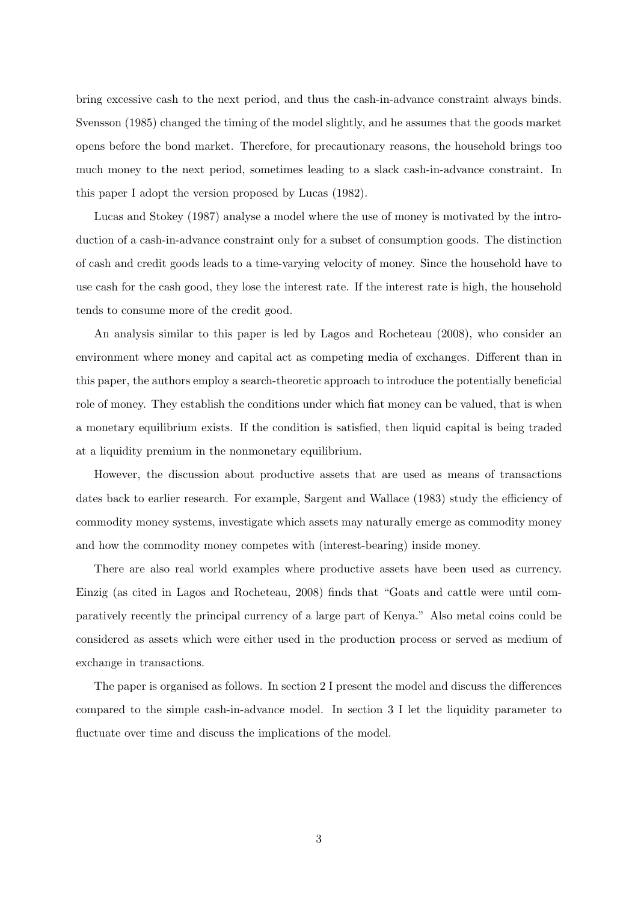bring excessive cash to the next period, and thus the cash-in-advance constraint always binds. Svensson (1985) changed the timing of the model slightly, and he assumes that the goods market opens before the bond market. Therefore, for precautionary reasons, the household brings too much money to the next period, sometimes leading to a slack cash-in-advance constraint. In this paper I adopt the version proposed by Lucas (1982).

Lucas and Stokey (1987) analyse a model where the use of money is motivated by the introduction of a cash-in-advance constraint only for a subset of consumption goods. The distinction of cash and credit goods leads to a time-varying velocity of money. Since the household have to use cash for the cash good, they lose the interest rate. If the interest rate is high, the household tends to consume more of the credit good.

An analysis similar to this paper is led by Lagos and Rocheteau (2008), who consider an environment where money and capital act as competing media of exchanges. Different than in this paper, the authors employ a search-theoretic approach to introduce the potentially beneficial role of money. They establish the conditions under which fiat money can be valued, that is when a monetary equilibrium exists. If the condition is satisfied, then liquid capital is being traded at a liquidity premium in the nonmonetary equilibrium.

However, the discussion about productive assets that are used as means of transactions dates back to earlier research. For example, Sargent and Wallace (1983) study the efficiency of commodity money systems, investigate which assets may naturally emerge as commodity money and how the commodity money competes with (interest-bearing) inside money.

There are also real world examples where productive assets have been used as currency. Einzig (as cited in Lagos and Rocheteau, 2008) finds that "Goats and cattle were until comparatively recently the principal currency of a large part of Kenya." Also metal coins could be considered as assets which were either used in the production process or served as medium of exchange in transactions.

The paper is organised as follows. In section 2 I present the model and discuss the differences compared to the simple cash-in-advance model. In section 3 I let the liquidity parameter to fluctuate over time and discuss the implications of the model.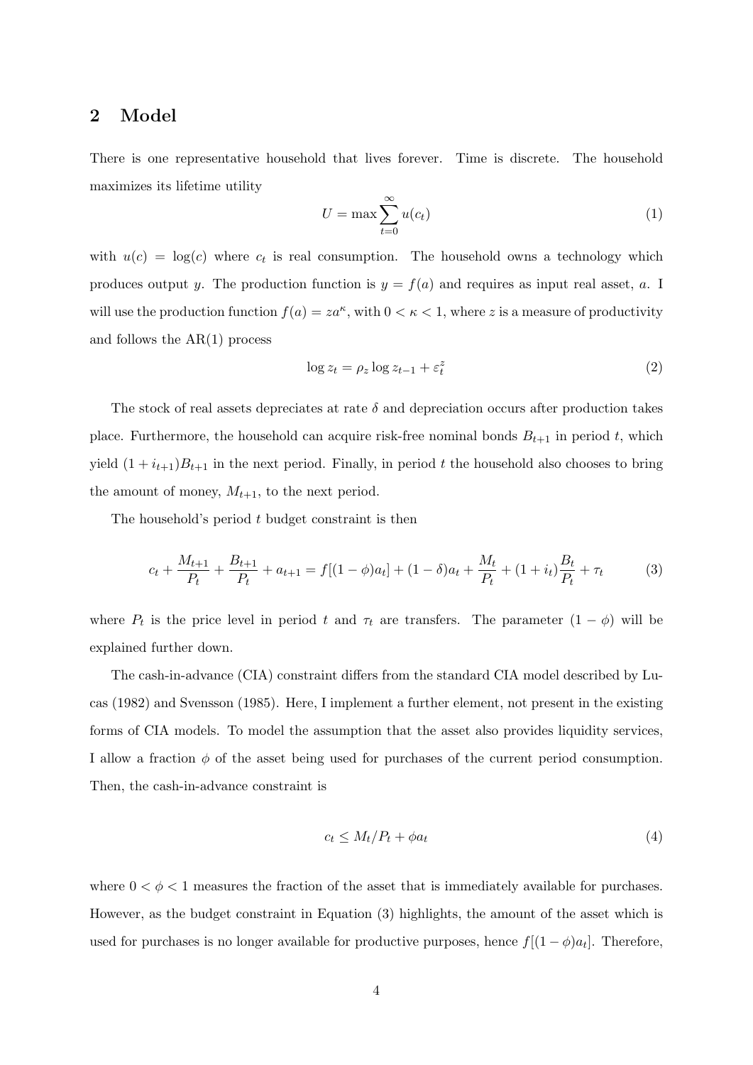## 2 Model

There is one representative household that lives forever. Time is discrete. The household maximizes its lifetime utility

$$U = \max \sum_{t=0}^{\infty} u(c_t) \tag{1}$$

with $u(c) = \log(c)$ where $c_t$ is real consumption. The household owns a technology which produces output $y$. The production function is $y = f(a)$ and requires as input real asset, $a$. I will use the production function $f(a) = za^{\kappa}$, with $0 < \kappa < 1$, where $z$ is a measure of productivity and follows the AR(1) process

$$\log z_t = \rho_z \log z_{t-1} + \varepsilon_t^z \tag{2}$$

The stock of real assets depreciates at rate $\delta$ and depreciation occurs after production takes place. Furthermore, the household can acquire risk-free nominal bonds $B_{t+1}$ in period $t$, which yield $(1 + i_{t+1})B_{t+1}$ in the next period. Finally, in period $t$ the household also chooses to bring the amount of money, $M_{t+1}$, to the next period.

The household's period $t$ budget constraint is then

$$c_t + \frac{M_{t+1}}{P_t} + \frac{B_{t+1}}{P_t} + a_{t+1} = f[(1-\phi)a_t] + (1-\delta)a_t + \frac{M_t}{P_t} + (1+i_t)\frac{B_t}{P_t} + \tau_t \tag{3}$$

where $P_t$ is the price level in period $t$ and $\tau_t$ are transfers. The parameter $(1 - \phi)$ will be explained further down.

The cash-in-advance (CIA) constraint differs from the standard CIA model described by Lucas (1982) and Svensson (1985). Here, I implement a further element, not present in the existing forms of CIA models. To model the assumption that the asset also provides liquidity services, I allow a fraction $\phi$ of the asset being used for purchases of the current period consumption. Then, the cash-in-advance constraint is

$$c_t \leq M_t/P_t + \phi a_t \tag{4}$$

where $0 < \phi < 1$ measures the fraction of the asset that is immediately available for purchases. However, as the budget constraint in Equation (3) highlights, the amount of the asset which is used for purchases is no longer available for productive purposes, hence $f[(1 - \phi)a_t]$. Therefore,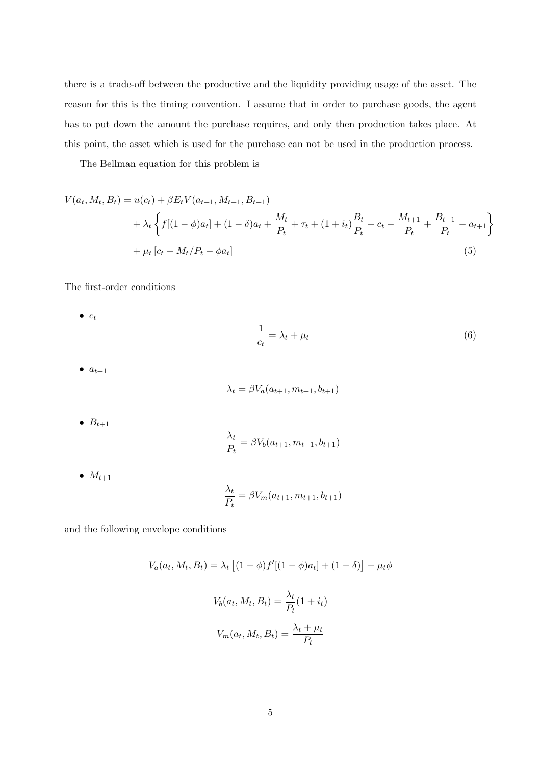there is a trade-off between the productive and the liquidity providing usage of the asset. The reason for this is the timing convention. I assume that in order to purchase goods, the agent has to put down the amount the purchase requires, and only then production takes place. At this point, the asset which is used for the purchase can not be used in the production process.

The Bellman equation for this problem is

$$
\begin{aligned}
V(a_t, M_t, B_t) = & \; u(c_t) + \beta E_t V(a_{t+1}, M_{t+1}, B_{t+1}) \\
& + \lambda_t \left\{ f[(1-\phi)a_t] + (1-\delta)a_t + \frac{M_t}{P_t} + \tau_t + (1+i_t)\frac{B_t}{P_t} - c_t - \frac{M_{t+1}}{P_t} + \frac{B_{t+1}}{P_t} - a_{t+1} \right\} \\
& + \mu_t \left[ c_t - M_t/P_t - \phi a_t \right] \qquad (5)
\end{aligned}
$$

The first-order conditions

- $c_t$

$$\frac{1}{c_t} = \lambda_t + \mu_t \qquad (6)$$

- $a_{t+1}$

$$\lambda_t = \beta V_a(a_{t+1}, m_{t+1}, b_{t+1})$$

- $B_{t+1}$

$$\frac{\lambda_t}{P_t} = \beta V_b(a_{t+1}, m_{t+1}, b_{t+1})$$

- $M_{t+1}$

$$\frac{\lambda_t}{P_t} = \beta V_m(a_{t+1}, m_{t+1}, b_{t+1})$$

and the following envelope conditions

$$V_a(a_t, M_t, B_t) = \lambda_t \left[ (1-\phi) f'[(1-\phi)a_t] + (1-\delta) \right] + \mu_t \phi$$

$$V_b(a_t, M_t, B_t) = \frac{\lambda_t}{P_t}(1+i_t)$$

$$V_m(a_t, M_t, B_t) = \frac{\lambda_t + \mu_t}{P_t}$$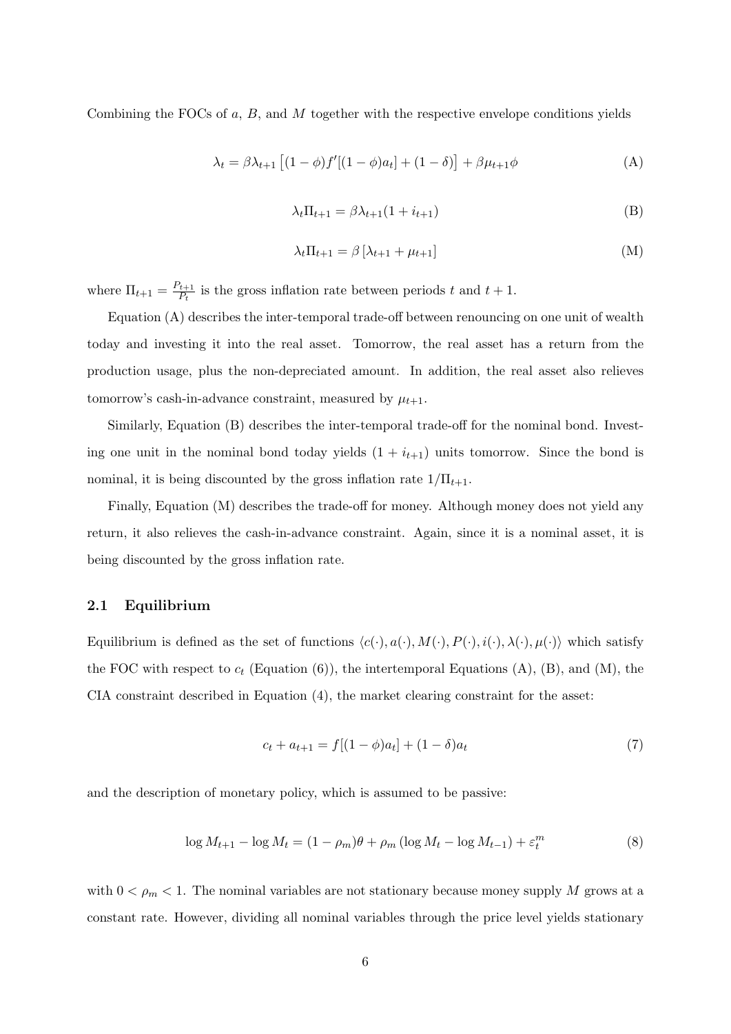Combining the FOCs of $a$, $B$, and $M$ together with the respective envelope conditions yields

$$\lambda_t = \beta\lambda_{t+1}\left[(1-\phi)f'[(1-\phi)a_t] + (1-\delta)\right] + \beta\mu_{t+1}\phi \tag{A}$$

$$\lambda_t\Pi_{t+1} = \beta\lambda_{t+1}(1+i_{t+1}) \tag{B}$$

$$\lambda_t\Pi_{t+1} = \beta\left[\lambda_{t+1} + \mu_{t+1}\right] \tag{M}$$

where $\Pi_{t+1} = \frac{P_{t+1}}{P_t}$ is the gross inflation rate between periods $t$ and $t+1$.

Equation (A) describes the inter-temporal trade-off between renouncing on one unit of wealth today and investing it into the real asset. Tomorrow, the real asset has a return from the production usage, plus the non-depreciated amount. In addition, the real asset also relieves tomorrow's cash-in-advance constraint, measured by $\mu_{t+1}$.

Similarly, Equation (B) describes the inter-temporal trade-off for the nominal bond. Investing one unit in the nominal bond today yields $(1+i_{t+1})$ units tomorrow. Since the bond is nominal, it is being discounted by the gross inflation rate $1/\Pi_{t+1}$.

Finally, Equation (M) describes the trade-off for money. Although money does not yield any return, it also relieves the cash-in-advance constraint. Again, since it is a nominal asset, it is being discounted by the gross inflation rate.

## 2.1 Equilibrium

Equilibrium is defined as the set of functions $\langle c(\cdot), a(\cdot), M(\cdot), P(\cdot), i(\cdot), \lambda(\cdot), \mu(\cdot)\rangle$ which satisfy the FOC with respect to $c_t$ (Equation (6)), the intertemporal Equations (A), (B), and (M), the CIA constraint described in Equation (4), the market clearing constraint for the asset:

$$c_t + a_{t+1} = f[(1-\phi)a_t] + (1-\delta)a_t \tag{7}$$

and the description of monetary policy, which is assumed to be passive:

$$\log M_{t+1} - \log M_t = (1-\rho_m)\theta + \rho_m\left(\log M_t - \log M_{t-1}\right) + \varepsilon_t^m \tag{8}$$

with $0 < \rho_m < 1$. The nominal variables are not stationary because money supply $M$ grows at a constant rate. However, dividing all nominal variables through the price level yields stationary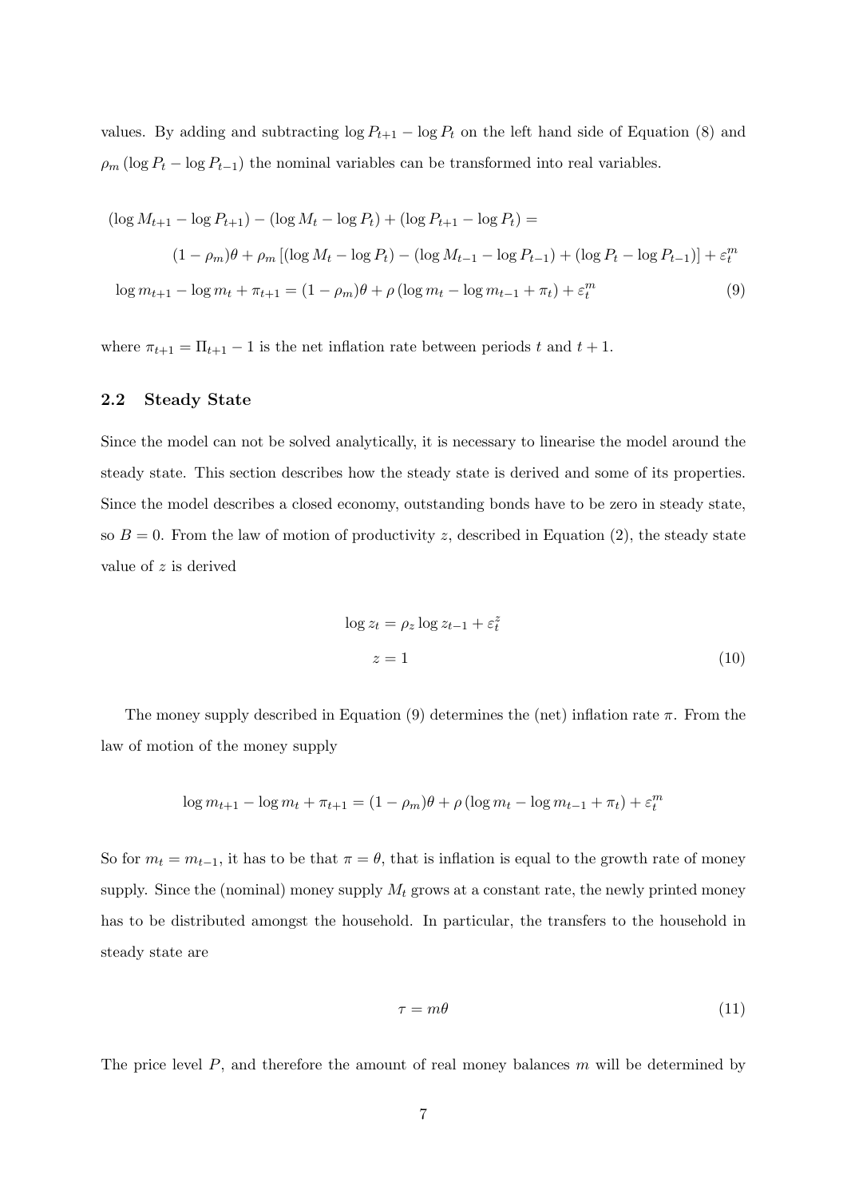values. By adding and subtracting $\log P_{t+1} - \log P_t$ on the left hand side of Equation (8) and $\rho_m (\log P_t - \log P_{t-1})$ the nominal variables can be transformed into real variables.

$$
\begin{aligned}
&(\log M_{t+1} - \log P_{t+1}) - (\log M_t - \log P_t) + (\log P_{t+1} - \log P_t) = \\
&\qquad (1-\rho_m)\theta + \rho_m \left[(\log M_t - \log P_t) - (\log M_{t-1} - \log P_{t-1}) + (\log P_t - \log P_{t-1})\right] + \varepsilon_t^m \\
&\log m_{t+1} - \log m_t + \pi_{t+1} = (1-\rho_m)\theta + \rho \left(\log m_t - \log m_{t-1} + \pi_t\right) + \varepsilon_t^m \qquad (9)
\end{aligned}
$$

where $\pi_{t+1} = \Pi_{t+1} - 1$ is the net inflation rate between periods $t$ and $t+1$.

## 2.2 Steady State

Since the model can not be solved analytically, it is necessary to linearise the model around the steady state. This section describes how the steady state is derived and some of its properties. Since the model describes a closed economy, outstanding bonds have to be zero in steady state, so $B = 0$. From the law of motion of productivity $z$, described in Equation (2), the steady state value of $z$ is derived

$$
\begin{aligned}
\log z_t &= \rho_z \log z_{t-1} + \varepsilon_t^z \\
z &= 1 \qquad (10)
\end{aligned}
$$

The money supply described in Equation (9) determines the (net) inflation rate $\pi$. From the law of motion of the money supply

$$
\log m_{t+1} - \log m_t + \pi_{t+1} = (1-\rho_m)\theta + \rho \left(\log m_t - \log m_{t-1} + \pi_t\right) + \varepsilon_t^m
$$

So for $m_t = m_{t-1}$, it has to be that $\pi = \theta$, that is inflation is equal to the growth rate of money supply. Since the (nominal) money supply $M_t$ grows at a constant rate, the newly printed money has to be distributed amongst the household. In particular, the transfers to the household in steady state are

$$
\tau = m\theta \qquad (11)
$$

The price level $P$, and therefore the amount of real money balances $m$ will be determined by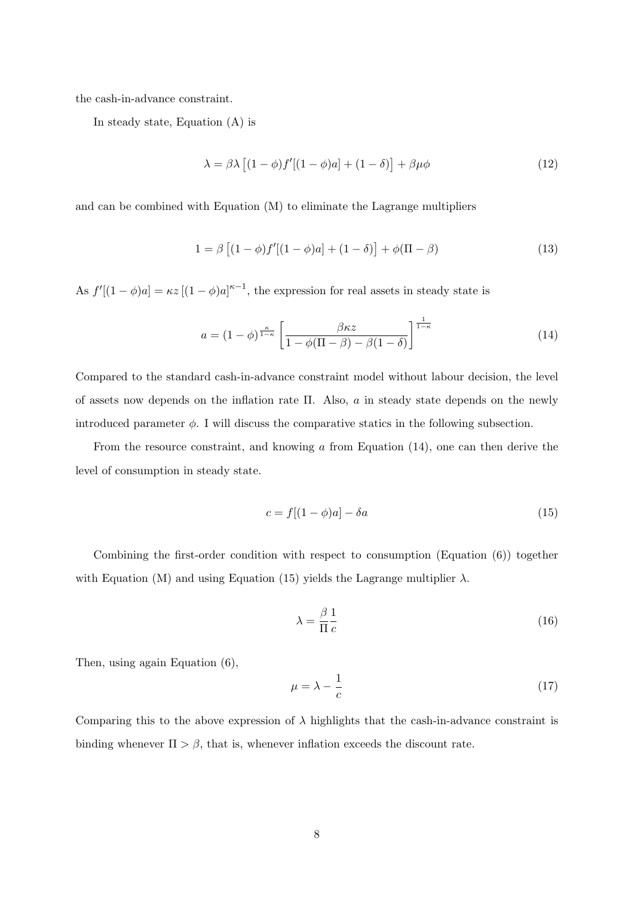the cash-in-advance constraint.

In steady state, Equation (A) is

$$\lambda = \beta\lambda\left[(1-\phi)f'[(1-\phi)a] + (1-\delta)\right] + \beta\mu\phi \tag{12}$$

and can be combined with Equation (M) to eliminate the Lagrange multipliers

$$1 = \beta\left[(1-\phi)f'[(1-\phi)a] + (1-\delta)\right] + \phi(\Pi - \beta) \tag{13}$$

As $f'[(1-\phi)a] = \kappa z\left[(1-\phi)a\right]^{\kappa-1}$, the expression for real assets in steady state is

$$a = (1-\phi)^{\frac{\kappa}{1-\kappa}}\left[\frac{\beta\kappa z}{1-\phi(\Pi-\beta)-\beta(1-\delta)}\right]^{\frac{1}{1-\kappa}} \tag{14}$$

Compared to the standard cash-in-advance constraint model without labour decision, the level of assets now depends on the inflation rate $\Pi$. Also, $a$ in steady state depends on the newly introduced parameter $\phi$. I will discuss the comparative statics in the following subsection.

From the resource constraint, and knowing $a$ from Equation (14), one can then derive the level of consumption in steady state.

$$c = f[(1-\phi)a] - \delta a \tag{15}$$

Combining the first-order condition with respect to consumption (Equation (6)) together with Equation (M) and using Equation (15) yields the Lagrange multiplier $\lambda$.

$$\lambda = \frac{\beta}{\Pi}\frac{1}{c} \tag{16}$$

Then, using again Equation (6),

$$\mu = \lambda - \frac{1}{c} \tag{17}$$

Comparing this to the above expression of $\lambda$ highlights that the cash-in-advance constraint is binding whenever $\Pi > \beta$, that is, whenever inflation exceeds the discount rate.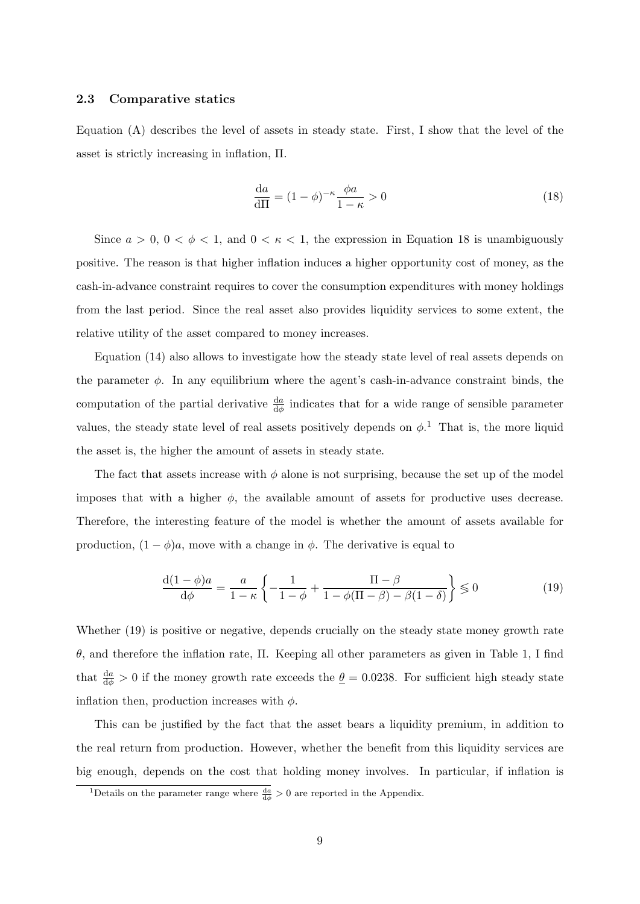### 2.3 Comparative statics

Equation (A) describes the level of assets in steady state. First, I show that the level of the asset is strictly increasing in inflation, $\Pi$.

$$\frac{\mathrm{d}a}{\mathrm{d}\Pi} = (1-\phi)^{-\kappa}\frac{\phi a}{1-\kappa} > 0 \tag{18}$$

Since $a > 0$, $0 < \phi < 1$, and $0 < \kappa < 1$, the expression in Equation 18 is unambiguously positive. The reason is that higher inflation induces a higher opportunity cost of money, as the cash-in-advance constraint requires to cover the consumption expenditures with money holdings from the last period. Since the real asset also provides liquidity services to some extent, the relative utility of the asset compared to money increases.

Equation (14) also allows to investigate how the steady state level of real assets depends on the parameter $\phi$. In any equilibrium where the agent's cash-in-advance constraint binds, the computation of the partial derivative $\frac{\mathrm{d}a}{\mathrm{d}\phi}$ indicates that for a wide range of sensible parameter values, the steady state level of real assets positively depends on $\phi$.[1] That is, the more liquid the asset is, the higher the amount of assets in steady state.

The fact that assets increase with $\phi$ alone is not surprising, because the set up of the model imposes that with a higher $\phi$, the available amount of assets for productive uses decrease. Therefore, the interesting feature of the model is whether the amount of assets available for production, $(1-\phi)a$, move with a change in $\phi$. The derivative is equal to

$$\frac{\mathrm{d}(1-\phi)a}{\mathrm{d}\phi} = \frac{a}{1-\kappa}\left\{-\frac{1}{1-\phi} + \frac{\Pi-\beta}{1-\phi(\Pi-\beta)-\beta(1-\delta)}\right\} \lesseqgtr 0 \tag{19}$$

Whether (19) is positive or negative, depends crucially on the steady state money growth rate $\theta$, and therefore the inflation rate, $\Pi$. Keeping all other parameters as given in Table 1, I find that $\frac{\mathrm{d}a}{\mathrm{d}\phi} > 0$ if the money growth rate exceeds the $\underline{\theta} = 0.0238$. For sufficient high steady state inflation then, production increases with $\phi$.

This can be justified by the fact that the asset bears a liquidity premium, in addition to the real return from production. However, whether the benefit from this liquidity services are big enough, depends on the cost that holding money involves. In particular, if inflation is

[1] Details on the parameter range where $\frac{\mathrm{d}a}{\mathrm{d}\phi} > 0$ are reported in the Appendix.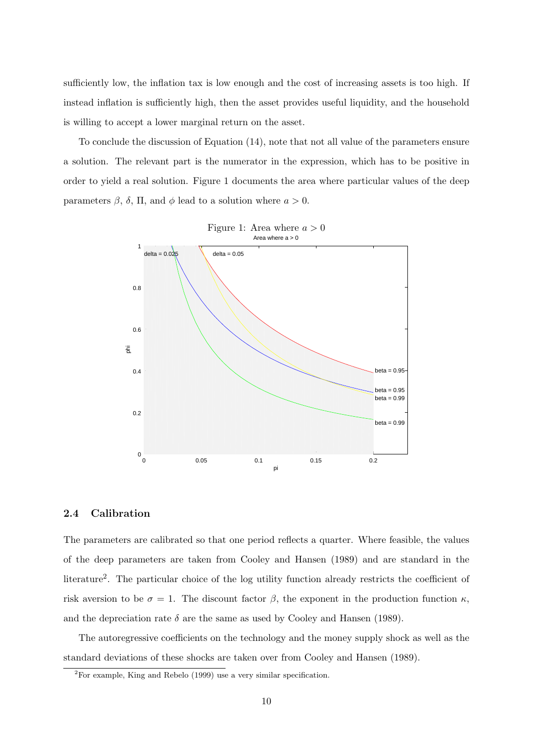sufficiently low, the inflation tax is low enough and the cost of increasing assets is too high. If instead inflation is sufficiently high, then the asset provides useful liquidity, and the household is willing to accept a lower marginal return on the asset.

To conclude the discussion of Equation (14), note that not all value of the parameters ensure a solution. The relevant part is the numerator in the expression, which has to be positive in order to yield a real solution. Figure 1 documents the area where particular values of the deep parameters $\beta$, $\delta$, $\Pi$, and $\phi$ lead to a solution where $a > 0$.

Figure 1: Area where $a > 0$

## 2.4 Calibration

The parameters are calibrated so that one period reflects a quarter. Where feasible, the values of the deep parameters are taken from Cooley and Hansen (1989) and are standard in the literature[2]. The particular choice of the log utility function already restricts the coefficient of risk aversion to be $\sigma = 1$. The discount factor $\beta$, the exponent in the production function $\kappa$, and the depreciation rate $\delta$ are the same as used by Cooley and Hansen (1989).

The autoregressive coefficients on the technology and the money supply shock as well as the standard deviations of these shocks are taken over from Cooley and Hansen (1989).

[2] For example, King and Rebelo (1999) use a very similar specification.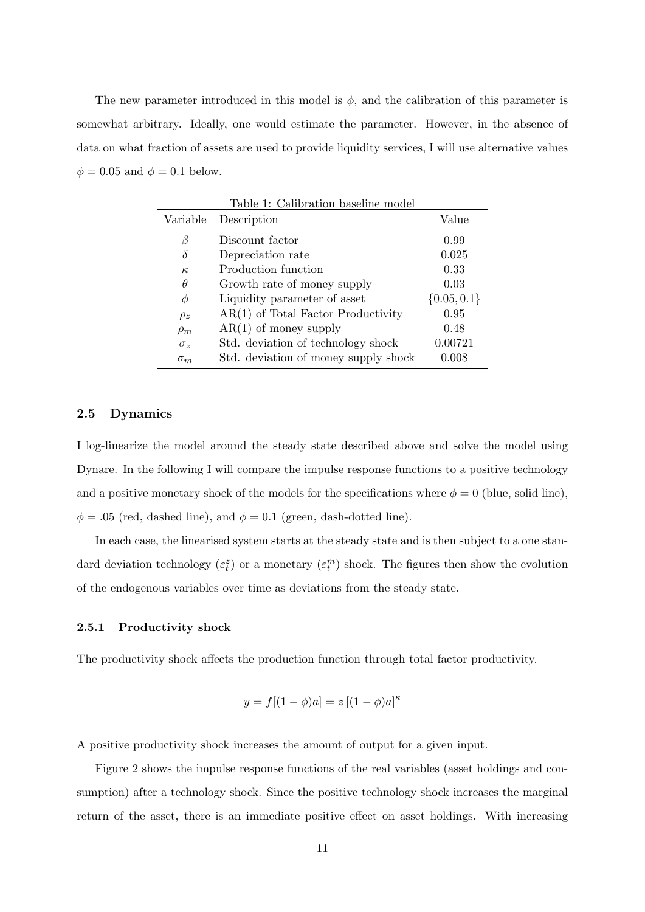The new parameter introduced in this model is $\phi$, and the calibration of this parameter is somewhat arbitrary. Ideally, one would estimate the parameter. However, in the absence of data on what fraction of assets are used to provide liquidity services, I will use alternative values $\phi = 0.05$ and $\phi = 0.1$ below.

Table 1: Calibration baseline model

| Variable | Description | Value |
|---|---|---|
| $\beta$ | Discount factor | 0.99 |
| $\delta$ | Depreciation rate | 0.025 |
| $\kappa$ | Production function | 0.33 |
| $\theta$ | Growth rate of money supply | 0.03 |
| $\phi$ | Liquidity parameter of asset | $\{0.05, 0.1\}$ |
| $\rho_z$ | AR(1) of Total Factor Productivity | 0.95 |
| $\rho_m$ | AR(1) of money supply | 0.48 |
| $\sigma_z$ | Std. deviation of technology shock | 0.00721 |
| $\sigma_m$ | Std. deviation of money supply shock | 0.008 |

### 2.5 Dynamics

I log-linearize the model around the steady state described above and solve the model using Dynare. In the following I will compare the impulse response functions to a positive technology and a positive monetary shock of the models for the specifications where $\phi = 0$ (blue, solid line), $\phi = .05$ (red, dashed line), and $\phi = 0.1$ (green, dash-dotted line).

In each case, the linearised system starts at the steady state and is then subject to a one standard deviation technology ($\varepsilon_t^z$) or a monetary ($\varepsilon_t^m$) shock. The figures then show the evolution of the endogenous variables over time as deviations from the steady state.

#### 2.5.1 Productivity shock

The productivity shock affects the production function through total factor productivity.

$$y = f[(1 - \phi)a] = z\,[(1 - \phi)a]^{\kappa}$$

A positive productivity shock increases the amount of output for a given input.

Figure 2 shows the impulse response functions of the real variables (asset holdings and consumption) after a technology shock. Since the positive technology shock increases the marginal return of the asset, there is an immediate positive effect on asset holdings. With increasing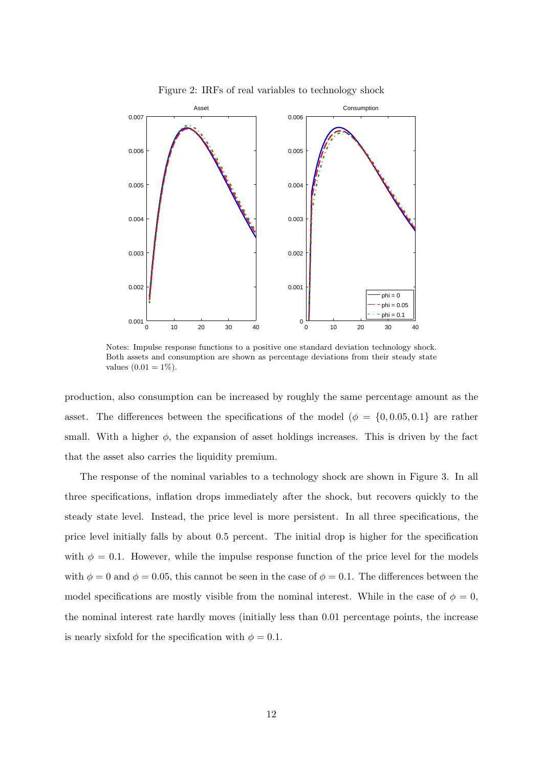Figure 2: IRFs of real variables to technology shock

Notes: Impulse response functions to a positive one standard deviation technology shock. Both assets and consumption are shown as percentage deviations from their steady state values ($0.01 = 1\%$).

production, also consumption can be increased by roughly the same percentage amount as the asset. The differences between the specifications of the model ($\phi = \{0, 0.05, 0.1\}$ are rather small. With a higher $\phi$, the expansion of asset holdings increases. This is driven by the fact that the asset also carries the liquidity premium.

The response of the nominal variables to a technology shock are shown in Figure 3. In all three specifications, inflation drops immediately after the shock, but recovers quickly to the steady state level. Instead, the price level is more persistent. In all three specifications, the price level initially falls by about 0.5 percent. The initial drop is higher for the specification with $\phi = 0.1$. However, while the impulse response function of the price level for the models with $\phi = 0$ and $\phi = 0.05$, this cannot be seen in the case of $\phi = 0.1$. The differences between the model specifications are mostly visible from the nominal interest. While in the case of $\phi = 0$, the nominal interest rate hardly moves (initially less than 0.01 percentage points, the increase is nearly sixfold for the specification with $\phi = 0.1$.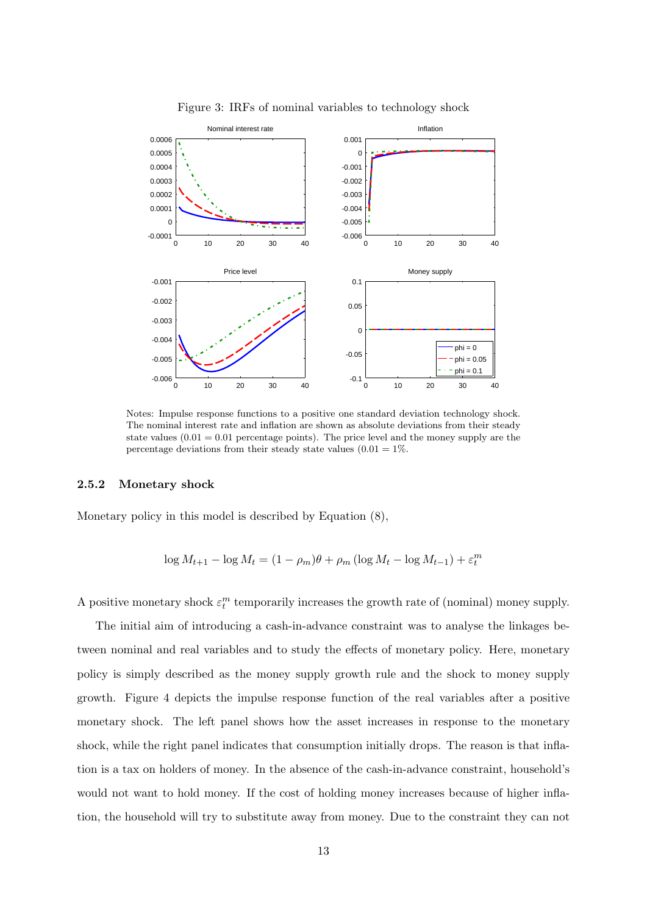Figure 3: IRFs of nominal variables to technology shock

Notes: Impulse response functions to a positive one standard deviation technology shock. The nominal interest rate and inflation are shown as absolute deviations from their steady state values (0.01 = 0.01 percentage points). The price level and the money supply are the percentage deviations from their steady state values (0.01 = 1%.

### 2.5.2 Monetary shock

Monetary policy in this model is described by Equation (8),

$$\log M_{t+1} - \log M_t = (1 - \rho_m)\theta + \rho_m \left(\log M_t - \log M_{t-1}\right) + \varepsilon_t^m$$

A positive monetary shock $\varepsilon_t^m$ temporarily increases the growth rate of (nominal) money supply.

The initial aim of introducing a cash-in-advance constraint was to analyse the linkages between nominal and real variables and to study the effects of monetary policy. Here, monetary policy is simply described as the money supply growth rule and the shock to money supply growth. Figure 4 depicts the impulse response function of the real variables after a positive monetary shock. The left panel shows how the asset increases in response to the monetary shock, while the right panel indicates that consumption initially drops. The reason is that inflation is a tax on holders of money. In the absence of the cash-in-advance constraint, household's would not want to hold money. If the cost of holding money increases because of higher inflation, the household will try to substitute away from money. Due to the constraint they can not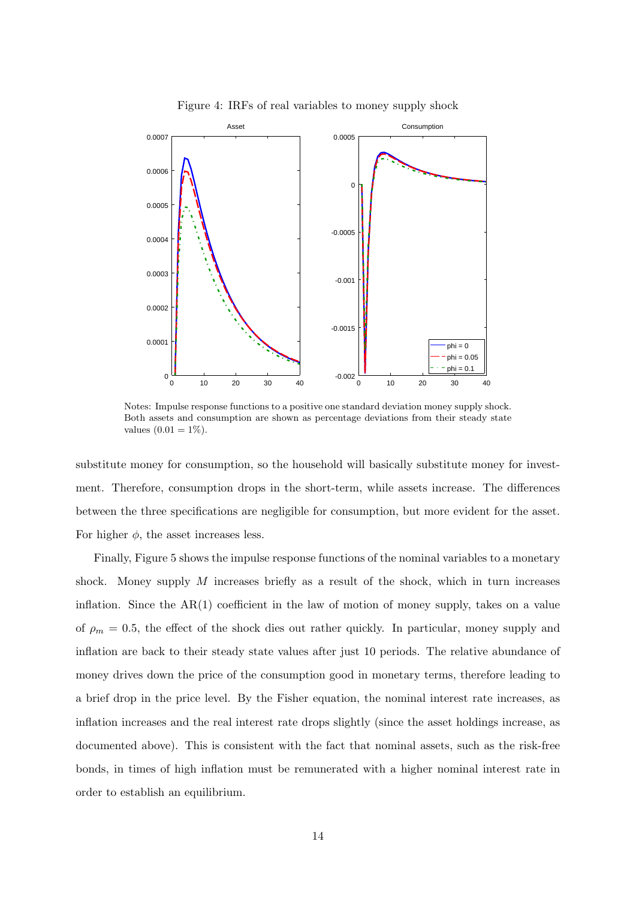Figure 4: IRFs of real variables to money supply shock

Notes: Impulse response functions to a positive one standard deviation money supply shock. Both assets and consumption are shown as percentage deviations from their steady state values ($0.01 = 1\%$).

substitute money for consumption, so the household will basically substitute money for investment. Therefore, consumption drops in the short-term, while assets increase. The differences between the three specifications are negligible for consumption, but more evident for the asset. For higher $\phi$, the asset increases less.

Finally, Figure 5 shows the impulse response functions of the nominal variables to a monetary shock. Money supply $M$ increases briefly as a result of the shock, which in turn increases inflation. Since the AR(1) coefficient in the law of motion of money supply, takes on a value of $\rho_m = 0.5$, the effect of the shock dies out rather quickly. In particular, money supply and inflation are back to their steady state values after just 10 periods. The relative abundance of money drives down the price of the consumption good in monetary terms, therefore leading to a brief drop in the price level. By the Fisher equation, the nominal interest rate increases, as inflation increases and the real interest rate drops slightly (since the asset holdings increase, as documented above). This is consistent with the fact that nominal assets, such as the risk-free bonds, in times of high inflation must be remunerated with a higher nominal interest rate in order to establish an equilibrium.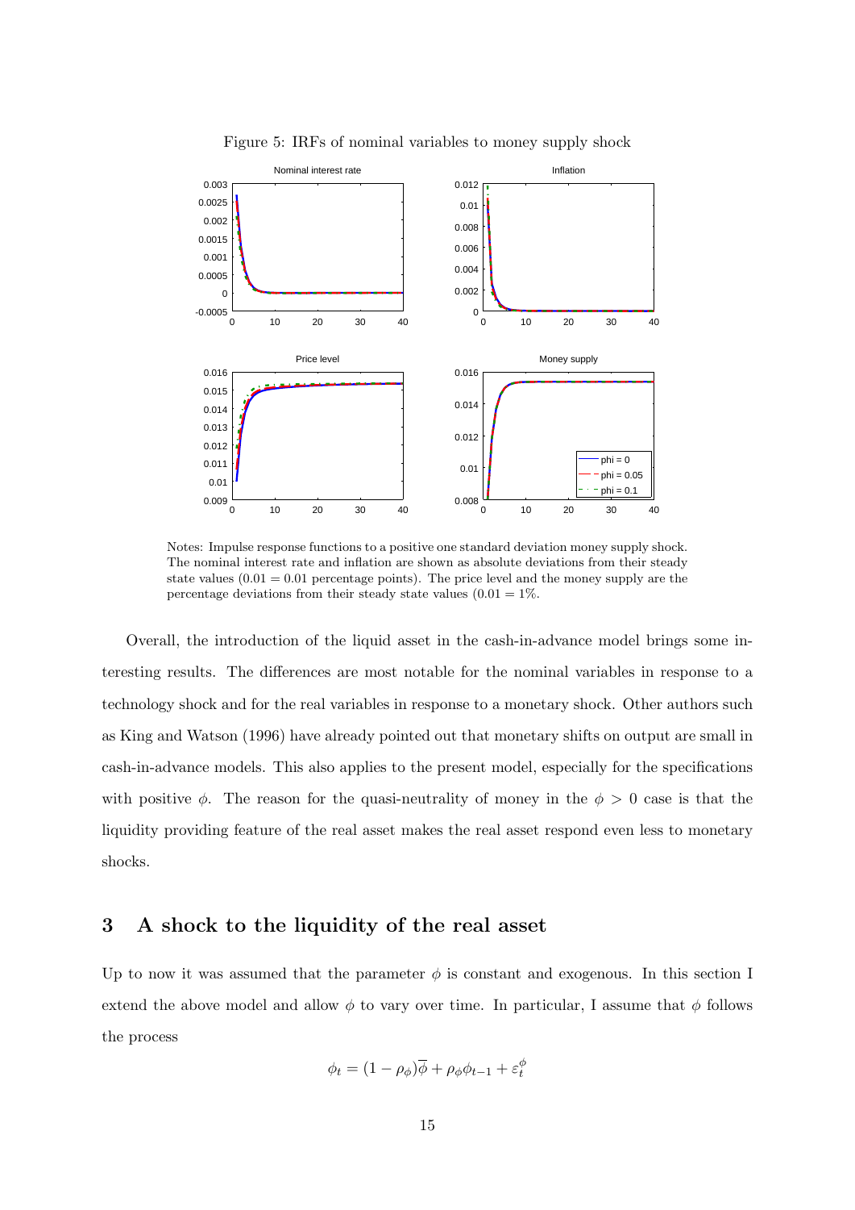Figure 5: IRFs of nominal variables to money supply shock

Notes: Impulse response functions to a positive one standard deviation money supply shock. The nominal interest rate and inflation are shown as absolute deviations from their steady state values ($0.01 = 0.01$ percentage points). The price level and the money supply are the percentage deviations from their steady state values ($0.01 = 1\%$.

Overall, the introduction of the liquid asset in the cash-in-advance model brings some interesting results. The differences are most notable for the nominal variables in response to a technology shock and for the real variables in response to a monetary shock. Other authors such as King and Watson (1996) have already pointed out that monetary shifts on output are small in cash-in-advance models. This also applies to the present model, especially for the specifications with positive $\phi$. The reason for the quasi-neutrality of money in the $\phi > 0$ case is that the liquidity providing feature of the real asset makes the real asset respond even less to monetary shocks.

## 3 A shock to the liquidity of the real asset

Up to now it was assumed that the parameter $\phi$ is constant and exogenous. In this section I extend the above model and allow $\phi$ to vary over time. In particular, I assume that $\phi$ follows the process

$$\phi_t = (1 - \rho_\phi)\overline{\phi} + \rho_\phi \phi_{t-1} + \varepsilon_t^\phi$$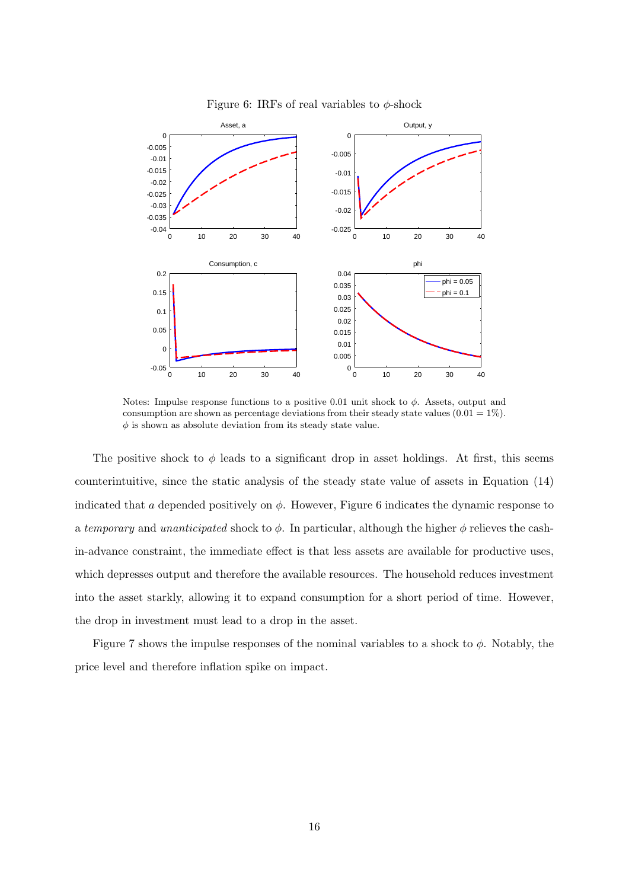Figure 6: IRFs of real variables to $\phi$-shock

Notes: Impulse response functions to a positive 0.01 unit shock to $\phi$. Assets, output and consumption are shown as percentage deviations from their steady state values ($0.01 = 1\%$). $\phi$ is shown as absolute deviation from its steady state value.

The positive shock to $\phi$ leads to a significant drop in asset holdings. At first, this seems counterintuitive, since the static analysis of the steady state value of assets in Equation (14) indicated that $a$ depended positively on $\phi$. However, Figure 6 indicates the dynamic response to a *temporary* and *unanticipated* shock to $\phi$. In particular, although the higher $\phi$ relieves the cash-in-advance constraint, the immediate effect is that less assets are available for productive uses, which depresses output and therefore the available resources. The household reduces investment into the asset starkly, allowing it to expand consumption for a short period of time. However, the drop in investment must lead to a drop in the asset.

Figure 7 shows the impulse responses of the nominal variables to a shock to $\phi$. Notably, the price level and therefore inflation spike on impact.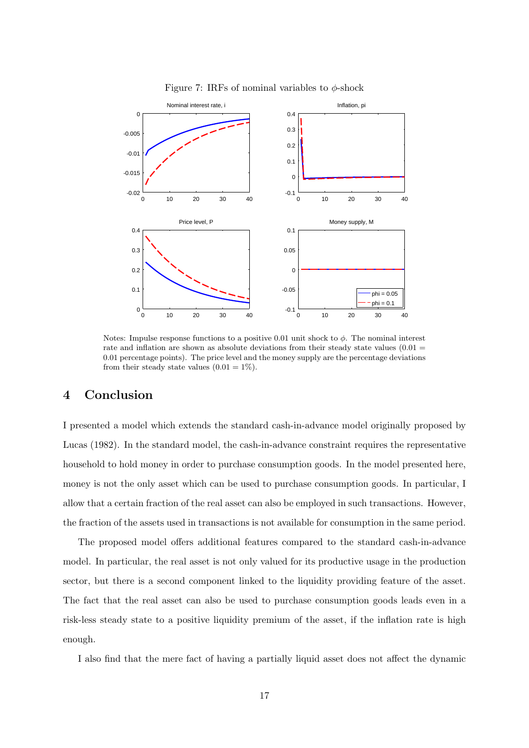Figure 7: IRFs of nominal variables to $\phi$-shock

Notes: Impulse response functions to a positive 0.01 unit shock to $\phi$. The nominal interest rate and inflation are shown as absolute deviations from their steady state values (0.01 = 0.01 percentage points). The price level and the money supply are the percentage deviations from their steady state values ($0.01 = 1\%$).

## 4 Conclusion

I presented a model which extends the standard cash-in-advance model originally proposed by Lucas (1982). In the standard model, the cash-in-advance constraint requires the representative household to hold money in order to purchase consumption goods. In the model presented here, money is not the only asset which can be used to purchase consumption goods. In particular, I allow that a certain fraction of the real asset can also be employed in such transactions. However, the fraction of the assets used in transactions is not available for consumption in the same period.

The proposed model offers additional features compared to the standard cash-in-advance model. In particular, the real asset is not only valued for its productive usage in the production sector, but there is a second component linked to the liquidity providing feature of the asset. The fact that the real asset can also be used to purchase consumption goods leads even in a risk-less steady state to a positive liquidity premium of the asset, if the inflation rate is high enough.

I also find that the mere fact of having a partially liquid asset does not affect the dynamic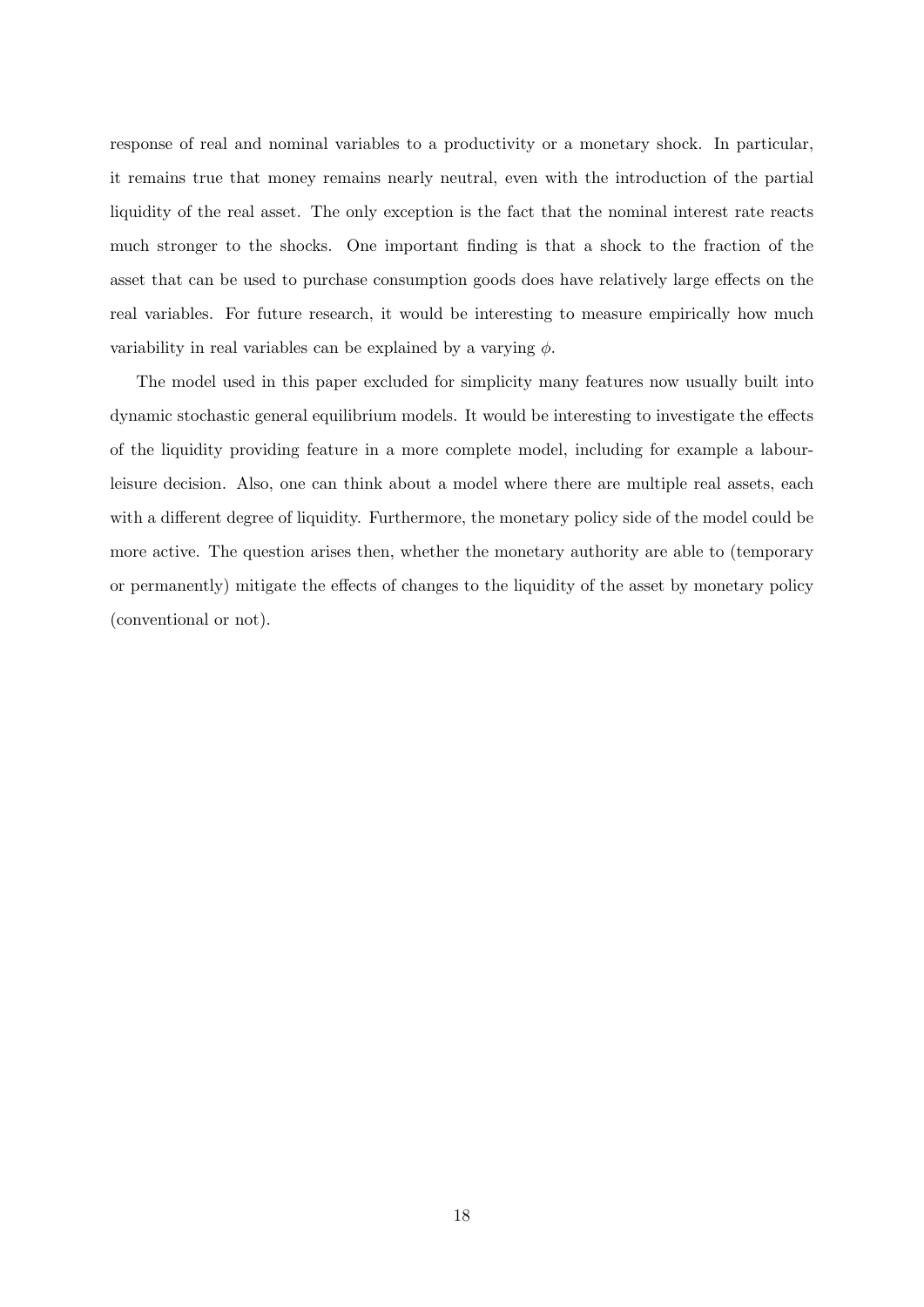response of real and nominal variables to a productivity or a monetary shock. In particular, it remains true that money remains nearly neutral, even with the introduction of the partial liquidity of the real asset. The only exception is the fact that the nominal interest rate reacts much stronger to the shocks. One important finding is that a shock to the fraction of the asset that can be used to purchase consumption goods does have relatively large effects on the real variables. For future research, it would be interesting to measure empirically how much variability in real variables can be explained by a varying $\phi$.

The model used in this paper excluded for simplicity many features now usually built into dynamic stochastic general equilibrium models. It would be interesting to investigate the effects of the liquidity providing feature in a more complete model, including for example a labour-leisure decision. Also, one can think about a model where there are multiple real assets, each with a different degree of liquidity. Furthermore, the monetary policy side of the model could be more active. The question arises then, whether the monetary authority are able to (temporary or permanently) mitigate the effects of changes to the liquidity of the asset by monetary policy (conventional or not).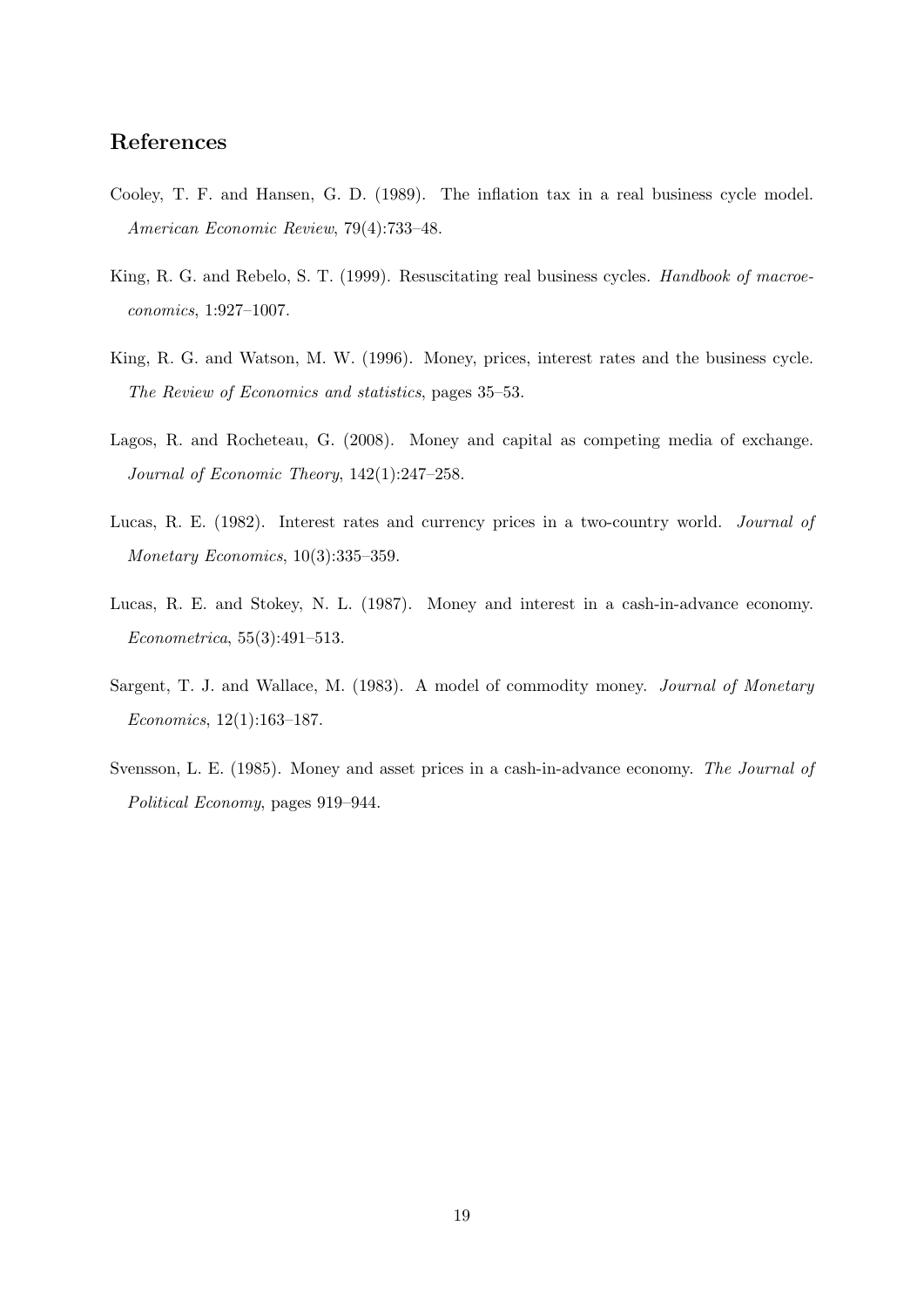## References

Cooley, T. F. and Hansen, G. D. (1989). The inflation tax in a real business cycle model. *American Economic Review*, 79(4):733–48.

King, R. G. and Rebelo, S. T. (1999). Resuscitating real business cycles. *Handbook of macroeconomics*, 1:927–1007.

King, R. G. and Watson, M. W. (1996). Money, prices, interest rates and the business cycle. *The Review of Economics and statistics*, pages 35–53.

Lagos, R. and Rocheteau, G. (2008). Money and capital as competing media of exchange. *Journal of Economic Theory*, 142(1):247–258.

Lucas, R. E. (1982). Interest rates and currency prices in a two-country world. *Journal of Monetary Economics*, 10(3):335–359.

Lucas, R. E. and Stokey, N. L. (1987). Money and interest in a cash-in-advance economy. *Econometrica*, 55(3):491–513.

Sargent, T. J. and Wallace, M. (1983). A model of commodity money. *Journal of Monetary Economics*, 12(1):163–187.

Svensson, L. E. (1985). Money and asset prices in a cash-in-advance economy. *The Journal of Political Economy*, pages 919–944.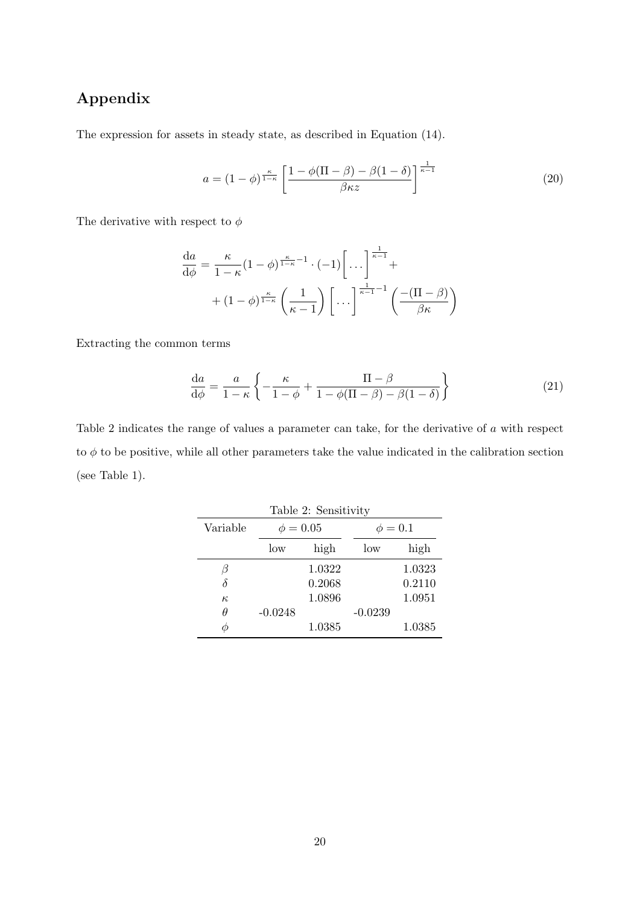# Appendix

The expression for assets in steady state, as described in Equation (14).

$$
a = (1-\phi)^{\frac{\kappa}{1-\kappa}} \left[ \frac{1-\phi(\Pi-\beta)-\beta(1-\delta)}{\beta\kappa z} \right]^{\frac{1}{\kappa-1}} \tag{20}
$$

The derivative with respect to $\phi$

$$
\begin{aligned}
\frac{\mathrm{d}a}{\mathrm{d}\phi} &= \frac{\kappa}{1-\kappa}(1-\phi)^{\frac{\kappa}{1-\kappa}-1} \cdot (-1) \bigg[ \dots \bigg]^{\frac{1}{\kappa-1}} + \\
&\quad + (1-\phi)^{\frac{\kappa}{1-\kappa}} \left( \frac{1}{\kappa-1} \right) \bigg[ \dots \bigg]^{\frac{1}{\kappa-1}-1} \left( \frac{-(\Pi-\beta)}{\beta\kappa} \right)
\end{aligned}
$$

Extracting the common terms

$$
\frac{\mathrm{d}a}{\mathrm{d}\phi} = \frac{a}{1-\kappa} \left\{ -\frac{\kappa}{1-\phi} + \frac{\Pi-\beta}{1-\phi(\Pi-\beta)-\beta(1-\delta)} \right\} \tag{21}
$$

Table 2 indicates the range of values a parameter can take, for the derivative of $a$ with respect to $\phi$ to be positive, while all other parameters take the value indicated in the calibration section (see Table 1).

Table 2: Sensitivity

| Variable | $\phi = 0.05$ | | $\phi = 0.1$ | |
|---|---|---|---|---|
| | low | high | low | high |
| $\beta$ | | 1.0322 | | 1.0323 |
| $\delta$ | | 0.2068 | | 0.2110 |
| $\kappa$ | | 1.0896 | | 1.0951 |
| $\theta$ | -0.0248 | | -0.0239 | |
| $\phi$ | | 1.0385 | | 1.0385 |